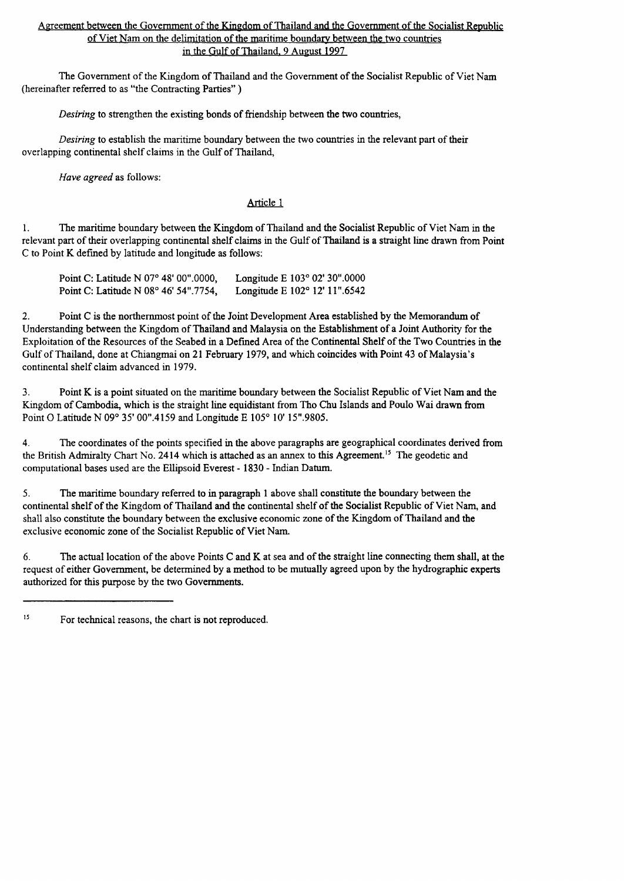Agreement between the Government of the Kingdom of Thailand and the Government of the Socialist Republic of Viet Nam on the delimitation of the maritime boundary between the two countries in the Gulf of Thailand, 9 August 1997

The Government of the Kingdom of Thailand and the Government of the Socialist Republic of Viet Nam (hereinafter referred to as "the Contracting Parties")

*Desiring* to strengthen the existing bonds of friendship between the two countries,

*Desiring* to establish the maritime boundary between the two countries in the relevant part of their overlapping continental shelf claims in the Gulf of Thailand,

*Have agreed* as follows:

Article 1

1. The maritime boundary between the Kingdom of Thailand and the Socialist Republic of Viet Nam in the relevant part of their overlapping continental shelf claims in the Gulf of Thailand is a straight line drawn from Point C to Point K defined by latitude and longitude as follows:

Point C: Latitude N 07° 48' 00".0000, Longitude E 103° 02' 30".0000
Point C: Latitude N 08° 46' 54".7754, Longitude E 102° 12' 11".6542

2. Point C is the northernmost point of the Joint Development Area established by the Memorandum of Understanding between the Kingdom of Thailand and Malaysia on the Establishment of a Joint Authority for the Exploitation of the Resources of the Seabed in a Defined Area of the Continental Shelf of the Two Countries in the Gulf of Thailand, done at Chiangmai on 21 February 1979, and which coincides with Point 43 of Malaysia's continental shelf claim advanced in 1979.

3. Point K is a point situated on the maritime boundary between the Socialist Republic of Viet Nam and the Kingdom of Cambodia, which is the straight line equidistant from Tho Chu Islands and Poulo Wai drawn from Point O Latitude N 09° 35' 00".4159 and Longitude E 105° 10' 15".9805.

4. The coordinates of the points specified in the above paragraphs are geographical coordinates derived from the British Admiralty Chart No. 2414 which is attached as an annex to this Agreement.[15] The geodetic and computational bases used are the Ellipsoid Everest - 1830 - Indian Datum.

5. The maritime boundary referred to in paragraph 1 above shall constitute the boundary between the continental shelf of the Kingdom of Thailand and the continental shelf of the Socialist Republic of Viet Nam, and shall also constitute the boundary between the exclusive economic zone of the Kingdom of Thailand and the exclusive economic zone of the Socialist Republic of Viet Nam.

6. The actual location of the above Points C and K at sea and of the straight line connecting them shall, at the request of either Government, be determined by a method to be mutually agreed upon by the hydrographic experts authorized for this purpose by the two Governments.

---

[15] For technical reasons, the chart is not reproduced.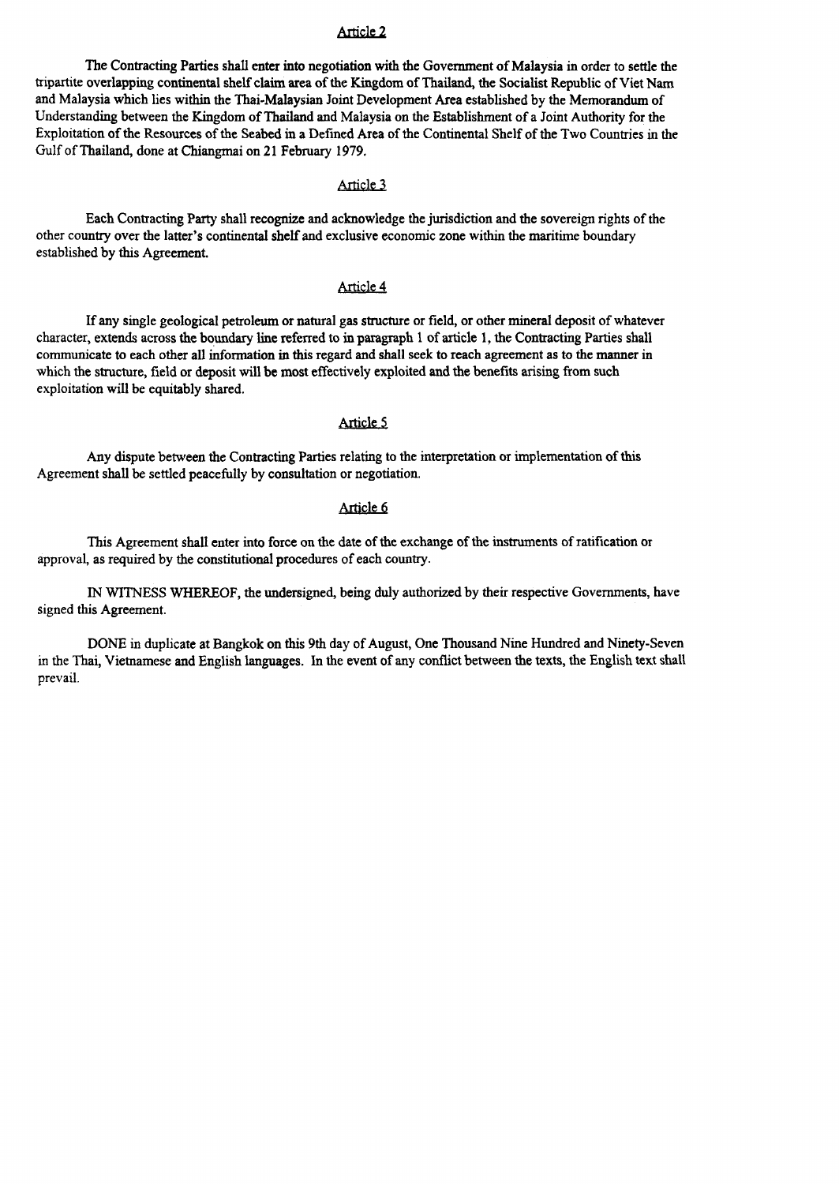## Article 2

The Contracting Parties shall enter into negotiation with the Government of Malaysia in order to settle the tripartite overlapping continental shelf claim area of the Kingdom of Thailand, the Socialist Republic of Viet Nam and Malaysia which lies within the Thai-Malaysian Joint Development Area established by the Memorandum of Understanding between the Kingdom of Thailand and Malaysia on the Establishment of a Joint Authority for the Exploitation of the Resources of the Seabed in a Defined Area of the Continental Shelf of the Two Countries in the Gulf of Thailand, done at Chiangmai on 21 February 1979.

## Article 3

Each Contracting Party shall recognize and acknowledge the jurisdiction and the sovereign rights of the other country over the latter's continental shelf and exclusive economic zone within the maritime boundary established by this Agreement.

## Article 4

If any single geological petroleum or natural gas structure or field, or other mineral deposit of whatever character, extends across the boundary line referred to in paragraph 1 of article 1, the Contracting Parties shall communicate to each other all information in this regard and shall seek to reach agreement as to the manner in which the structure, field or deposit will be most effectively exploited and the benefits arising from such exploitation will be equitably shared.

## Article 5

Any dispute between the Contracting Parties relating to the interpretation or implementation of this Agreement shall be settled peacefully by consultation or negotiation.

## Article 6

This Agreement shall enter into force on the date of the exchange of the instruments of ratification or approval, as required by the constitutional procedures of each country.

IN WITNESS WHEREOF, the undersigned, being duly authorized by their respective Governments, have signed this Agreement.

DONE in duplicate at Bangkok on this 9th day of August, One Thousand Nine Hundred and Ninety-Seven in the Thai, Vietnamese and English languages. In the event of any conflict between the texts, the English text shall prevail.